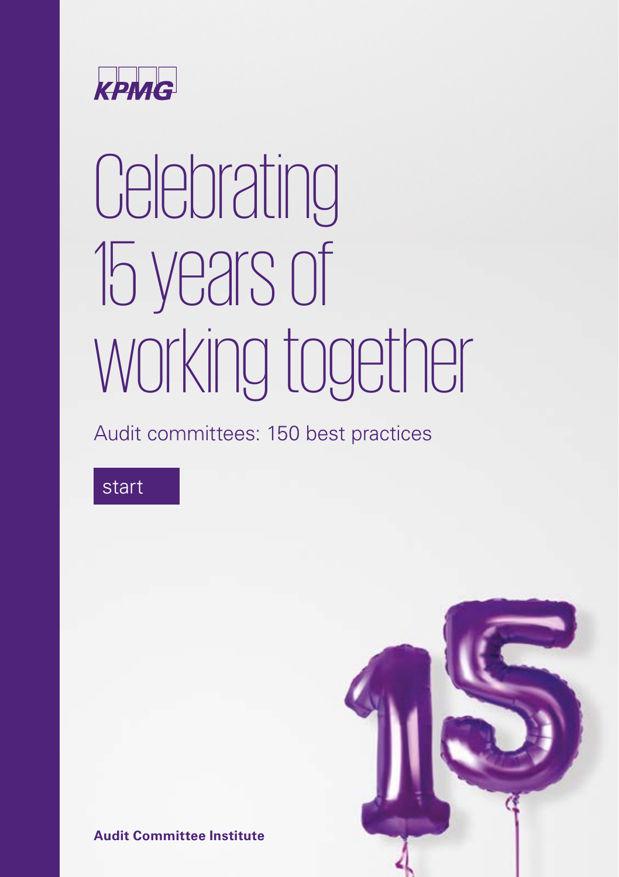KPMG

# Celebrating 15 years of working together

Audit committees: 150 best practices

start

**Audit Committee Institute**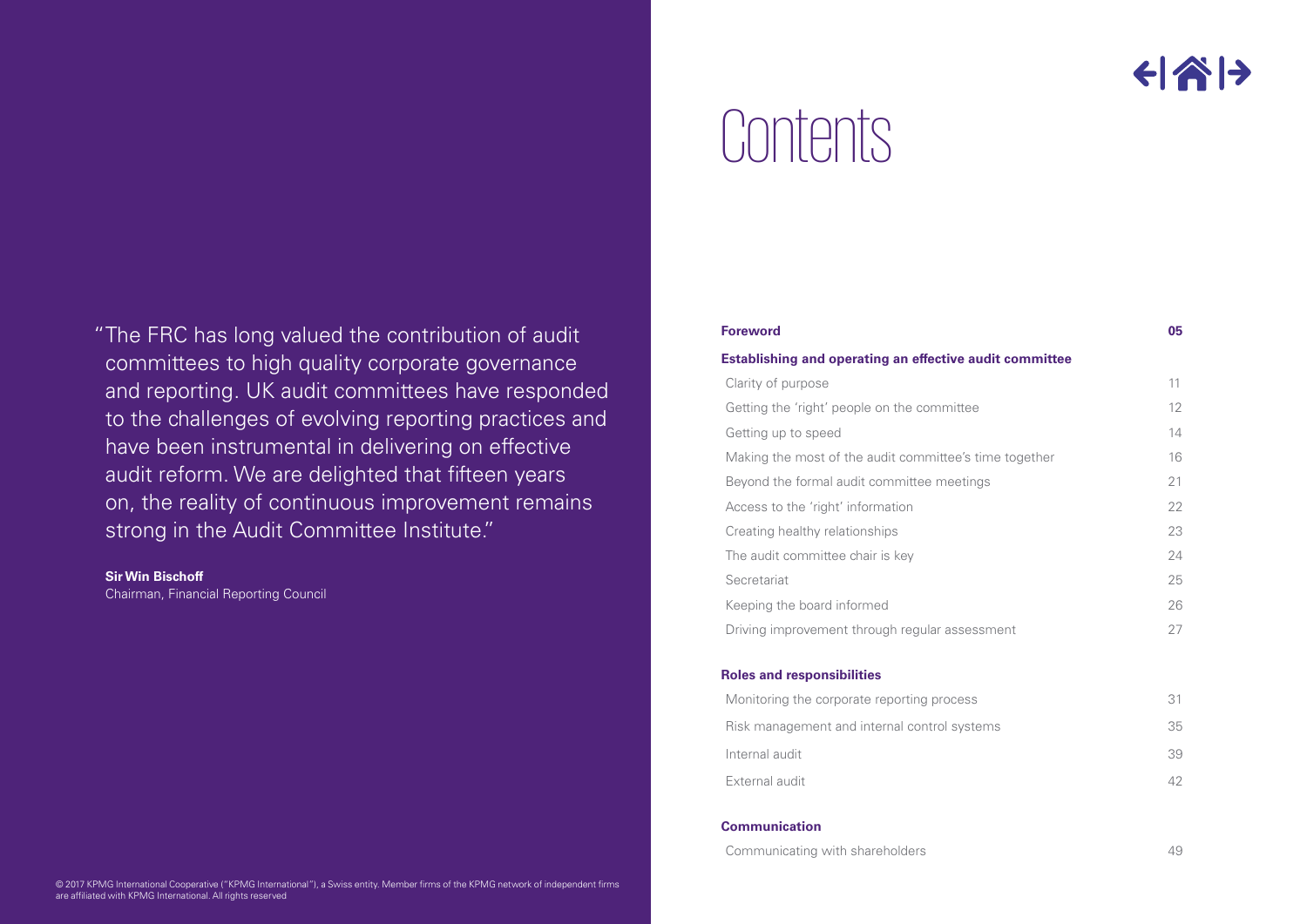"The FRC has long valued the contribution of audit committees to high quality corporate governance and reporting. UK audit committees have responded to the challenges of evolving reporting practices and have been instrumental in delivering on effective audit reform. We are delighted that fifteen years on, the reality of continuous improvement remains strong in the Audit Committee Institute."

**Sir Win Bischoff**
Chairman, Financial Reporting Council

© 2017 KPMG International Cooperative ("KPMG International"), a Swiss entity. Member firms of the KPMG network of independent firms are affiliated with KPMG International. All rights reserved

# Contents

| | |
|---|---|
| **Foreword** | **05** |
| **Establishing and operating an effective audit committee** | |
| Clarity of purpose | 11 |
| Getting the 'right' people on the committee | 12 |
| Getting up to speed | 14 |
| Making the most of the audit committee's time together | 16 |
| Beyond the formal audit committee meetings | 21 |
| Access to the 'right' information | 22 |
| Creating healthy relationships | 23 |
| The audit committee chair is key | 24 |
| Secretariat | 25 |
| Keeping the board informed | 26 |
| Driving improvement through regular assessment | 27 |
| **Roles and responsibilities** | |
| Monitoring the corporate reporting process | 31 |
| Risk management and internal control systems | 35 |
| Internal audit | 39 |
| External audit | 42 |
| **Communication** | |
| Communicating with shareholders | 49 |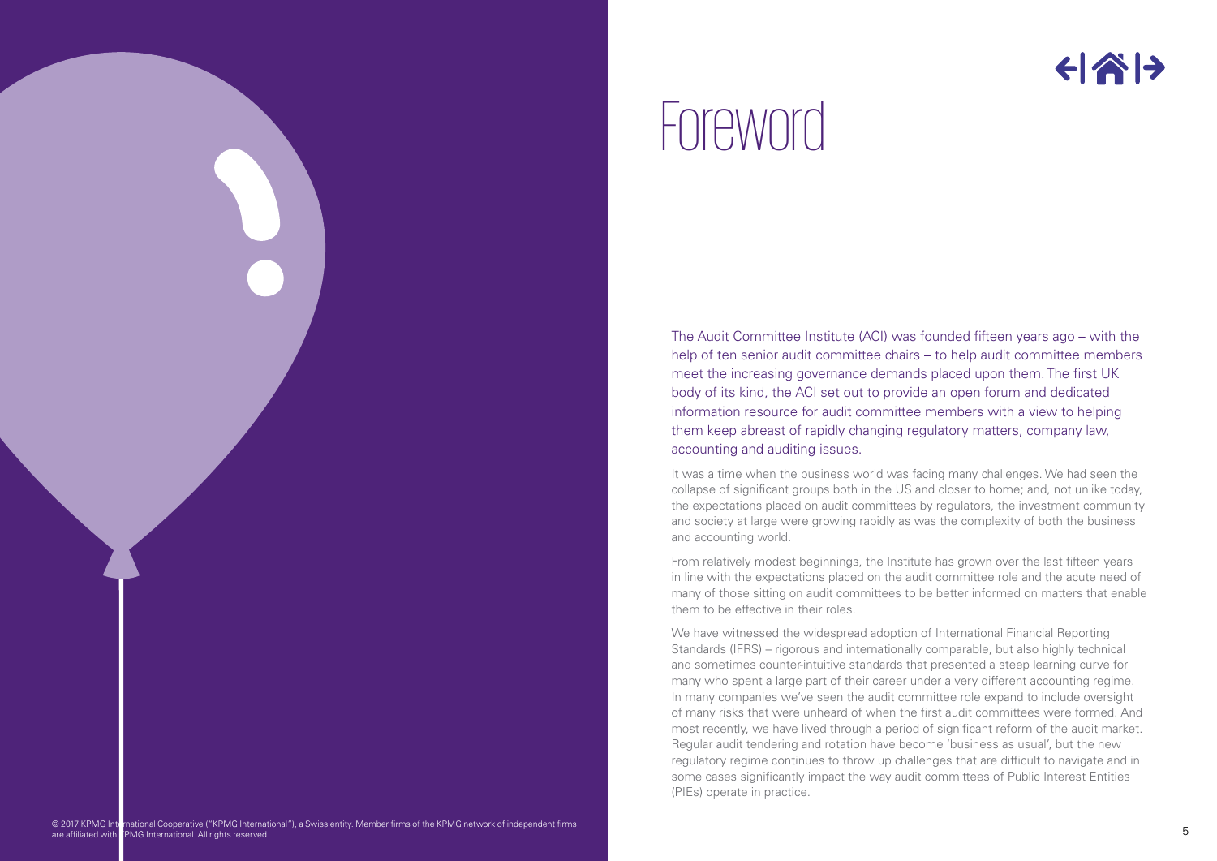# Foreword

The Audit Committee Institute (ACI) was founded fifteen years ago – with the help of ten senior audit committee chairs – to help audit committee members meet the increasing governance demands placed upon them. The first UK body of its kind, the ACI set out to provide an open forum and dedicated information resource for audit committee members with a view to helping them keep abreast of rapidly changing regulatory matters, company law, accounting and auditing issues.

It was a time when the business world was facing many challenges. We had seen the collapse of significant groups both in the US and closer to home; and, not unlike today, the expectations placed on audit committees by regulators, the investment community and society at large were growing rapidly as was the complexity of both the business and accounting world.

From relatively modest beginnings, the Institute has grown over the last fifteen years in line with the expectations placed on the audit committee role and the acute need of many of those sitting on audit committees to be better informed on matters that enable them to be effective in their roles.

We have witnessed the widespread adoption of International Financial Reporting Standards (IFRS) – rigorous and internationally comparable, but also highly technical and sometimes counter-intuitive standards that presented a steep learning curve for many who spent a large part of their career under a very different accounting regime. In many companies we've seen the audit committee role expand to include oversight of many risks that were unheard of when the first audit committees were formed. And most recently, we have lived through a period of significant reform of the audit market. Regular audit tendering and rotation have become 'business as usual', but the new regulatory regime continues to throw up challenges that are difficult to navigate and in some cases significantly impact the way audit committees of Public Interest Entities (PIEs) operate in practice.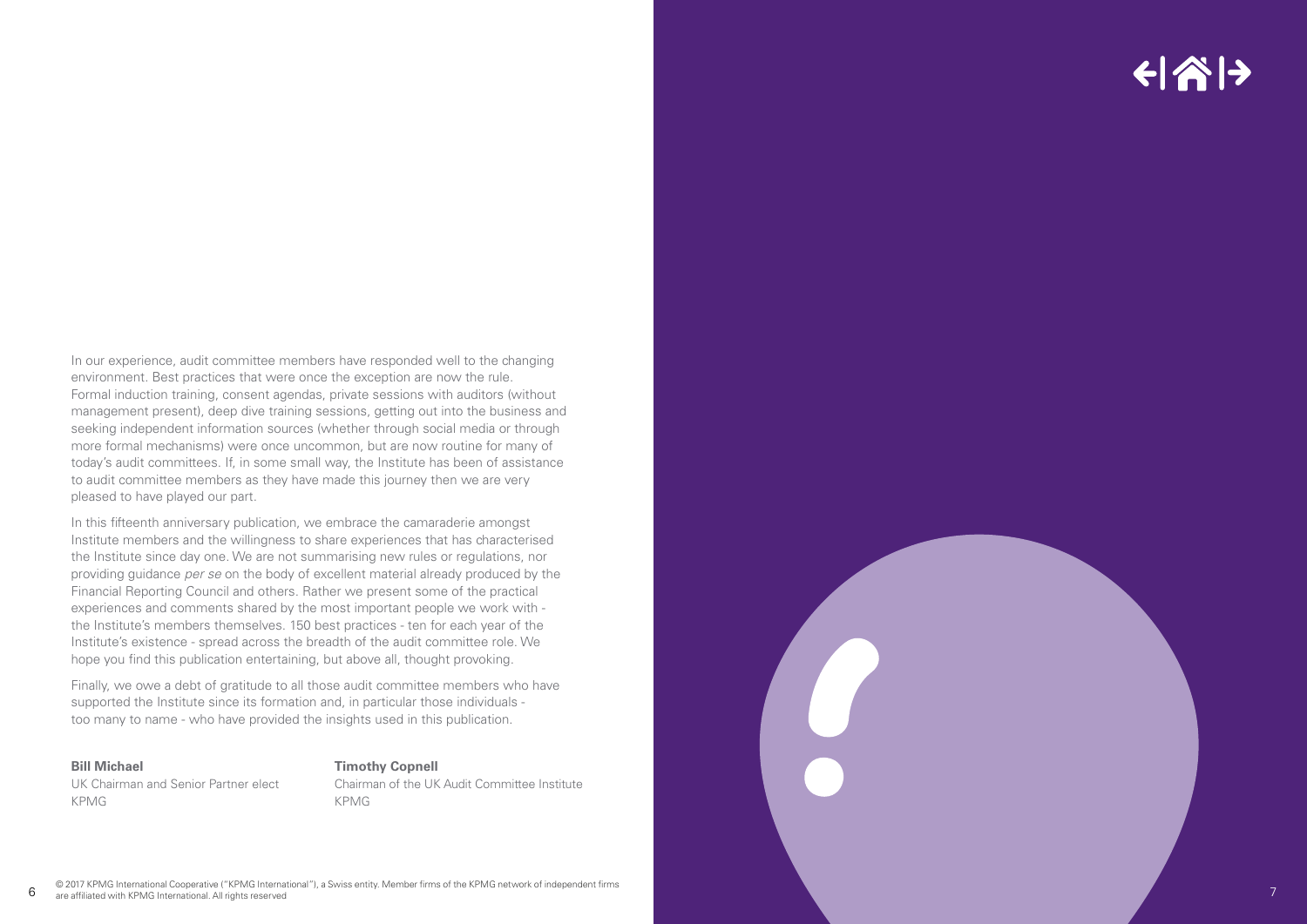In our experience, audit committee members have responded well to the changing environment. Best practices that were once the exception are now the rule. Formal induction training, consent agendas, private sessions with auditors (without management present), deep dive training sessions, getting out into the business and seeking independent information sources (whether through social media or through more formal mechanisms) were once uncommon, but are now routine for many of today's audit committees. If, in some small way, the Institute has been of assistance to audit committee members as they have made this journey then we are very pleased to have played our part.

In this fifteenth anniversary publication, we embrace the camaraderie amongst Institute members and the willingness to share experiences that has characterised the Institute since day one. We are not summarising new rules or regulations, nor providing guidance *per se* on the body of excellent material already produced by the Financial Reporting Council and others. Rather we present some of the practical experiences and comments shared by the most important people we work with - the Institute's members themselves. 150 best practices - ten for each year of the Institute's existence - spread across the breadth of the audit committee role. We hope you find this publication entertaining, but above all, thought provoking.

Finally, we owe a debt of gratitude to all those audit committee members who have supported the Institute since its formation and, in particular those individuals - too many to name - who have provided the insights used in this publication.

**Bill Michael**
UK Chairman and Senior Partner elect
KPMG

**Timothy Copnell**
Chairman of the UK Audit Committee Institute
KPMG

© 2017 KPMG International Cooperative ("KPMG International"), a Swiss entity. Member firms of the KPMG network of independent firms are affiliated with KPMG International. All rights reserved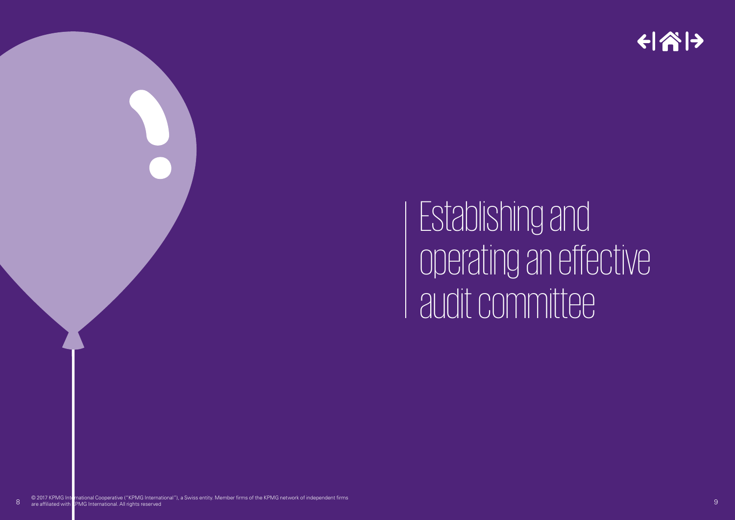# Establishing and operating an effective audit committee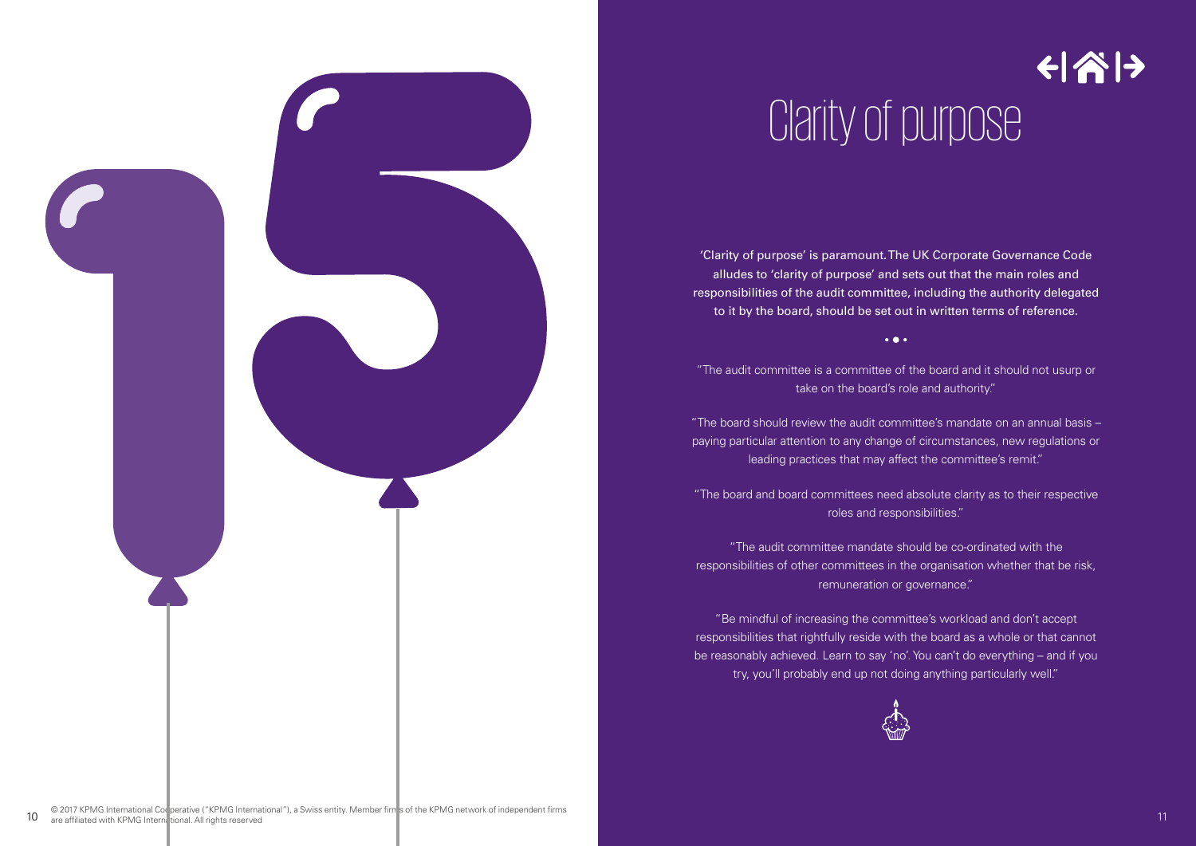# Clarity of purpose

'Clarity of purpose' is paramount. The UK Corporate Governance Code alludes to 'clarity of purpose' and sets out that the main roles and responsibilities of the audit committee, including the authority delegated to it by the board, should be set out in written terms of reference.

"The audit committee is a committee of the board and it should not usurp or take on the board's role and authority."

"The board should review the audit committee's mandate on an annual basis – paying particular attention to any change of circumstances, new regulations or leading practices that may affect the committee's remit."

"The board and board committees need absolute clarity as to their respective roles and responsibilities."

"The audit committee mandate should be co-ordinated with the responsibilities of other committees in the organisation whether that be risk, remuneration or governance."

"Be mindful of increasing the committee's workload and don't accept responsibilities that rightfully reside with the board as a whole or that cannot be reasonably achieved. Learn to say 'no'. You can't do everything – and if you try, you'll probably end up not doing anything particularly well."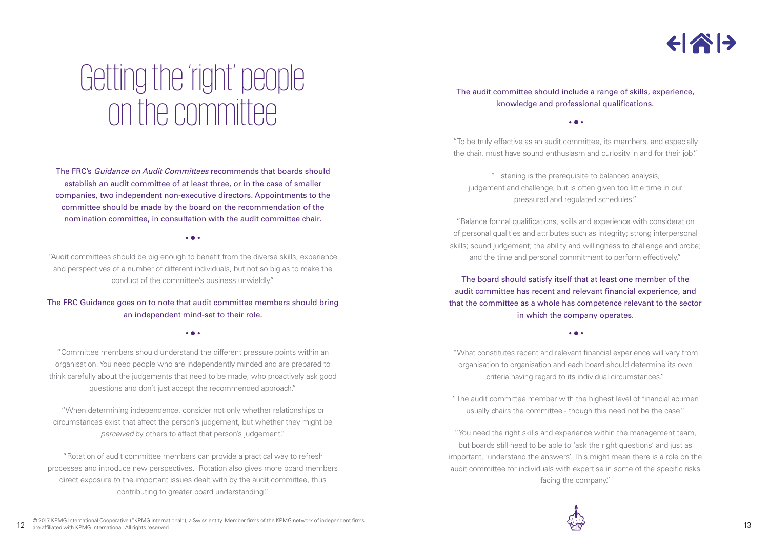# Getting the 'right' people on the committee

The FRC's *Guidance on Audit Committees* recommends that boards should establish an audit committee of at least three, or in the case of smaller companies, two independent non-executive directors. Appointments to the committee should be made by the board on the recommendation of the nomination committee, in consultation with the audit committee chair.

"Audit committees should be big enough to benefit from the diverse skills, experience and perspectives of a number of different individuals, but not so big as to make the conduct of the committee's business unwieldy."

The FRC Guidance goes on to note that audit committee members should bring an independent mind-set to their role.

"Committee members should understand the different pressure points within an organisation. You need people who are independently minded and are prepared to think carefully about the judgements that need to be made, who proactively ask good questions and don't just accept the recommended approach."

"When determining independence, consider not only whether relationships or circumstances exist that affect the person's judgement, but whether they might be *perceived* by others to affect that person's judgement."

"Rotation of audit committee members can provide a practical way to refresh processes and introduce new perspectives. Rotation also gives more board members direct exposure to the important issues dealt with by the audit committee, thus contributing to greater board understanding."

The audit committee should include a range of skills, experience, knowledge and professional qualifications.

"To be truly effective as an audit committee, its members, and especially the chair, must have sound enthusiasm and curiosity in and for their job."

"Listening is the prerequisite to balanced analysis, judgement and challenge, but is often given too little time in our pressured and regulated schedules."

"Balance formal qualifications, skills and experience with consideration of personal qualities and attributes such as integrity; strong interpersonal skills; sound judgement; the ability and willingness to challenge and probe; and the time and personal commitment to perform effectively."

The board should satisfy itself that at least one member of the audit committee has recent and relevant financial experience, and that the committee as a whole has competence relevant to the sector in which the company operates.

"What constitutes recent and relevant financial experience will vary from organisation to organisation and each board should determine its own criteria having regard to its individual circumstances."

"The audit committee member with the highest level of financial acumen usually chairs the committee - though this need not be the case."

"You need the right skills and experience within the management team, but boards still need to be able to 'ask the right questions' and just as important, 'understand the answers'. This might mean there is a role on the audit committee for individuals with expertise in some of the specific risks facing the company."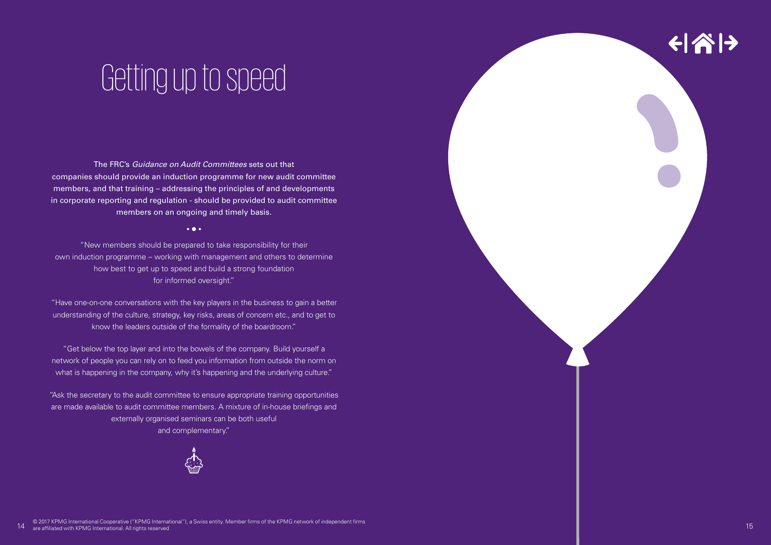# Getting up to speed

The FRC's *Guidance on Audit Committees* sets out that companies should provide an induction programme for new audit committee members, and that training – addressing the principles of and developments in corporate reporting and regulation - should be provided to audit committee members on an ongoing and timely basis.

"New members should be prepared to take responsibility for their own induction programme – working with management and others to determine how best to get up to speed and build a strong foundation for informed oversight."

"Have one-on-one conversations with the key players in the business to gain a better understanding of the culture, strategy, key risks, areas of concern etc., and to get to know the leaders outside of the formality of the boardroom."

"Get below the top layer and into the bowels of the company. Build yourself a network of people you can rely on to feed you information from outside the norm on what is happening in the company, why it's happening and the underlying culture."

"Ask the secretary to the audit committee to ensure appropriate training opportunities are made available to audit committee members. A mixture of in-house briefings and externally organised seminars can be both useful and complementary."

© 2017 KPMG International Cooperative ("KPMG International"), a Swiss entity. Member firms of the KPMG network of independent firms are affiliated with KPMG International. All rights reserved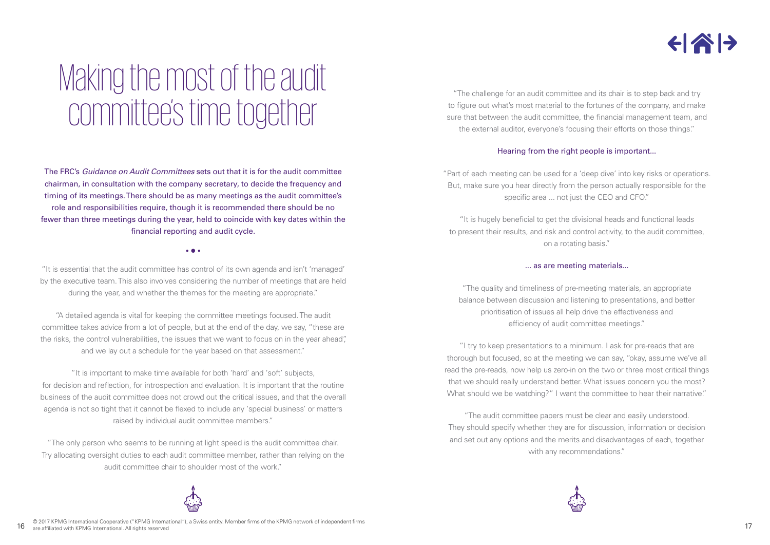# Making the most of the audit committee's time together

The FRC's *Guidance on Audit Committees* sets out that it is for the audit committee chairman, in consultation with the company secretary, to decide the frequency and timing of its meetings. There should be as many meetings as the audit committee's role and responsibilities require, though it is recommended there should be no fewer than three meetings during the year, held to coincide with key dates within the financial reporting and audit cycle.

"It is essential that the audit committee has control of its own agenda and isn't 'managed' by the executive team. This also involves considering the number of meetings that are held during the year, and whether the themes for the meeting are appropriate."

"A detailed agenda is vital for keeping the committee meetings focused. The audit committee takes advice from a lot of people, but at the end of the day, we say, "these are the risks, the control vulnerabilities, the issues that we want to focus on in the year ahead", and we lay out a schedule for the year based on that assessment."

"It is important to make time available for both 'hard' and 'soft' subjects, for decision and reflection, for introspection and evaluation. It is important that the routine business of the audit committee does not crowd out the critical issues, and that the overall agenda is not so tight that it cannot be flexed to include any 'special business' or matters raised by individual audit committee members."

"The only person who seems to be running at light speed is the audit committee chair. Try allocating oversight duties to each audit committee member, rather than relying on the audit committee chair to shoulder most of the work."

"The challenge for an audit committee and its chair is to step back and try to figure out what's most material to the fortunes of the company, and make sure that between the audit committee, the financial management team, and the external auditor, everyone's focusing their efforts on those things."

### Hearing from the right people is important...

"Part of each meeting can be used for a 'deep dive' into key risks or operations. But, make sure you hear directly from the person actually responsible for the specific area ... not just the CEO and CFO."

"It is hugely beneficial to get the divisional heads and functional leads to present their results, and risk and control activity, to the audit committee, on a rotating basis."

### ... as are meeting materials...

"The quality and timeliness of pre-meeting materials, an appropriate balance between discussion and listening to presentations, and better prioritisation of issues all help drive the effectiveness and efficiency of audit committee meetings."

"I try to keep presentations to a minimum. I ask for pre-reads that are thorough but focused, so at the meeting we can say, "okay, assume we've all read the pre-reads, now help us zero-in on the two or three most critical things that we should really understand better. What issues concern you the most? What should we be watching?" I want the committee to hear their narrative."

"The audit committee papers must be clear and easily understood. They should specify whether they are for discussion, information or decision and set out any options and the merits and disadvantages of each, together with any recommendations."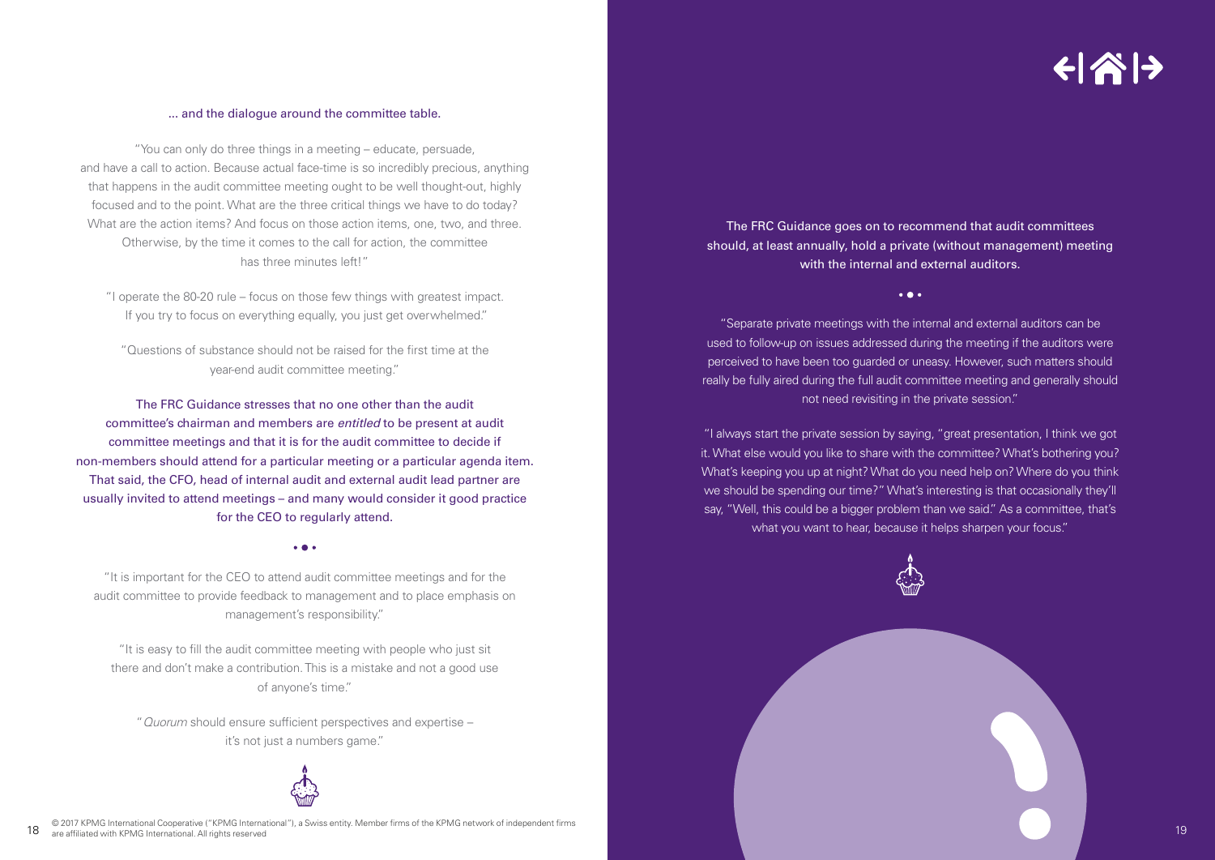... and the dialogue around the committee table.

"You can only do three things in a meeting – educate, persuade, and have a call to action. Because actual face-time is so incredibly precious, anything that happens in the audit committee meeting ought to be well thought-out, highly focused and to the point. What are the three critical things we have to do today? What are the action items? And focus on those action items, one, two, and three. Otherwise, by the time it comes to the call for action, the committee has three minutes left!"

"I operate the 80-20 rule – focus on those few things with greatest impact. If you try to focus on everything equally, you just get overwhelmed."

"Questions of substance should not be raised for the first time at the year-end audit committee meeting."

The FRC Guidance stresses that no one other than the audit committee's chairman and members are *entitled* to be present at audit committee meetings and that it is for the audit committee to decide if non-members should attend for a particular meeting or a particular agenda item. That said, the CFO, head of internal audit and external audit lead partner are usually invited to attend meetings – and many would consider it good practice for the CEO to regularly attend.

• ● •

"It is important for the CEO to attend audit committee meetings and for the audit committee to provide feedback to management and to place emphasis on management's responsibility."

"It is easy to fill the audit committee meeting with people who just sit there and don't make a contribution. This is a mistake and not a good use of anyone's time."

"*Quorum* should ensure sufficient perspectives and expertise – it's not just a numbers game."

© 2017 KPMG International Cooperative ("KPMG International"), a Swiss entity. Member firms of the KPMG network of independent firms are affiliated with KPMG International. All rights reserved

The FRC Guidance goes on to recommend that audit committees should, at least annually, hold a private (without management) meeting with the internal and external auditors.

• ● •

"Separate private meetings with the internal and external auditors can be used to follow-up on issues addressed during the meeting if the auditors were perceived to have been too guarded or uneasy. However, such matters should really be fully aired during the full audit committee meeting and generally should not need revisiting in the private session."

"I always start the private session by saying, "great presentation, I think we got it. What else would you like to share with the committee? What's bothering you? What's keeping you up at night? What do you need help on? Where do you think we should be spending our time?" What's interesting is that occasionally they'll say, "Well, this could be a bigger problem than we said." As a committee, that's what you want to hear, because it helps sharpen your focus."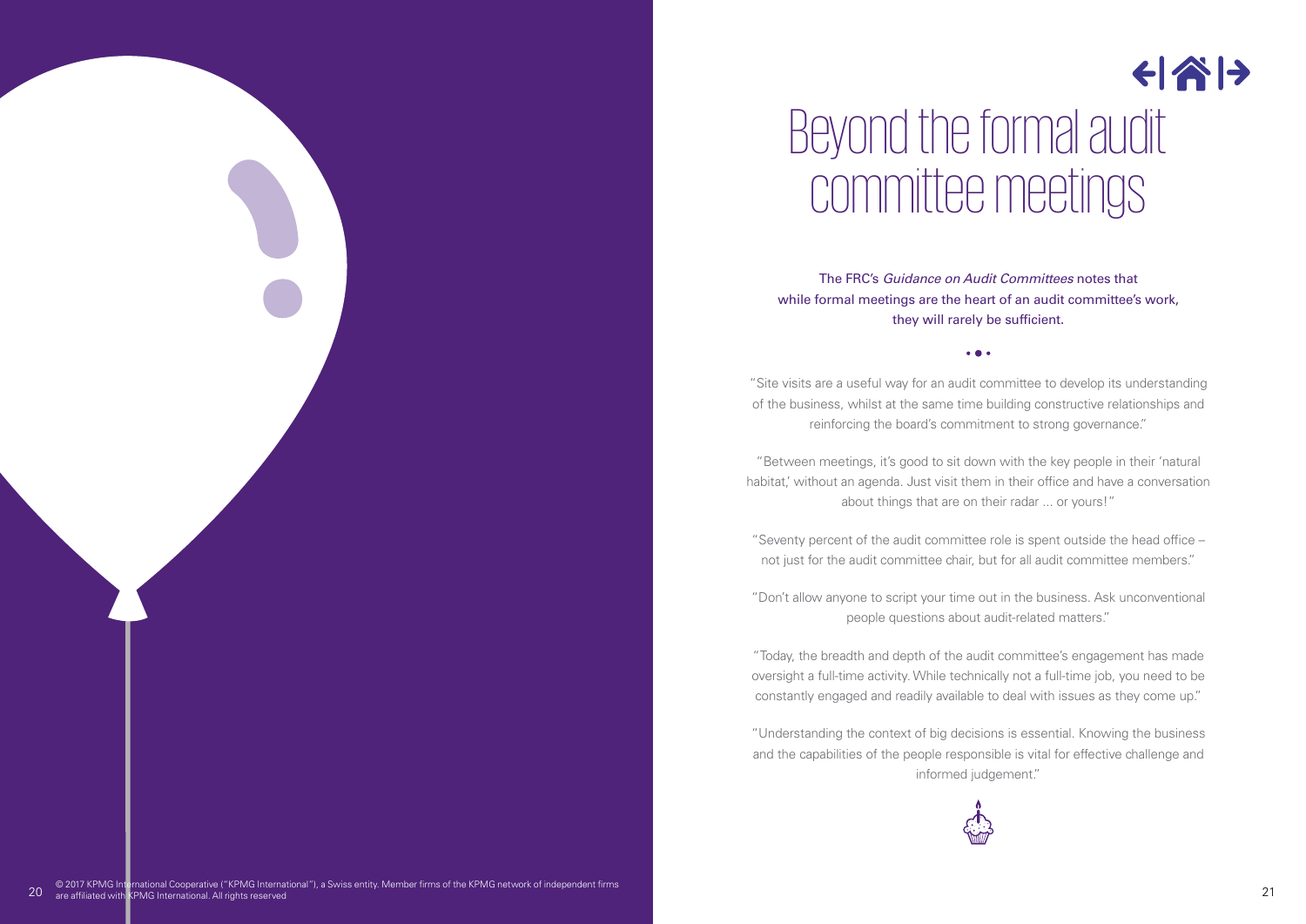# Beyond the formal audit committee meetings

The FRC's *Guidance on Audit Committees* notes that while formal meetings are the heart of an audit committee's work, they will rarely be sufficient.

"Site visits are a useful way for an audit committee to develop its understanding of the business, whilst at the same time building constructive relationships and reinforcing the board's commitment to strong governance."

"Between meetings, it's good to sit down with the key people in their 'natural habitat,' without an agenda. Just visit them in their office and have a conversation about things that are on their radar ... or yours!"

"Seventy percent of the audit committee role is spent outside the head office – not just for the audit committee chair, but for all audit committee members."

"Don't allow anyone to script your time out in the business. Ask unconventional people questions about audit-related matters."

"Today, the breadth and depth of the audit committee's engagement has made oversight a full-time activity. While technically not a full-time job, you need to be constantly engaged and readily available to deal with issues as they come up."

"Understanding the context of big decisions is essential. Knowing the business and the capabilities of the people responsible is vital for effective challenge and informed judgement."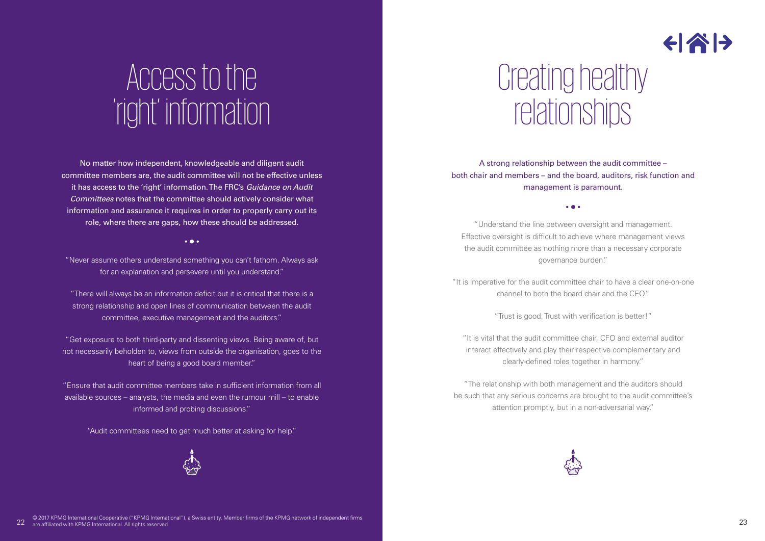# Access to the 'right' information

No matter how independent, knowledgeable and diligent audit committee members are, the audit committee will not be effective unless it has access to the 'right' information. The FRC's *Guidance on Audit Committees* notes that the committee should actively consider what information and assurance it requires in order to properly carry out its role, where there are gaps, how these should be addressed.

"Never assume others understand something you can't fathom. Always ask for an explanation and persevere until you understand."

"There will always be an information deficit but it is critical that there is a strong relationship and open lines of communication between the audit committee, executive management and the auditors."

"Get exposure to both third-party and dissenting views. Being aware of, but not necessarily beholden to, views from outside the organisation, goes to the heart of being a good board member."

"Ensure that audit committee members take in sufficient information from all available sources – analysts, the media and even the rumour mill – to enable informed and probing discussions."

"Audit committees need to get much better at asking for help."

# Creating healthy relationships

A strong relationship between the audit committee – both chair and members – and the board, auditors, risk function and management is paramount.

"Understand the line between oversight and management. Effective oversight is difficult to achieve where management views the audit committee as nothing more than a necessary corporate governance burden."

"It is imperative for the audit committee chair to have a clear one-on-one channel to both the board chair and the CEO."

"Trust is good. Trust with verification is better!"

"It is vital that the audit committee chair, CFO and external auditor interact effectively and play their respective complementary and clearly-defined roles together in harmony."

"The relationship with both management and the auditors should be such that any serious concerns are brought to the audit committee's attention promptly, but in a non-adversarial way."

© 2017 KPMG International Cooperative ("KPMG International"), a Swiss entity. Member firms of the KPMG network of independent firms are affiliated with KPMG International. All rights reserved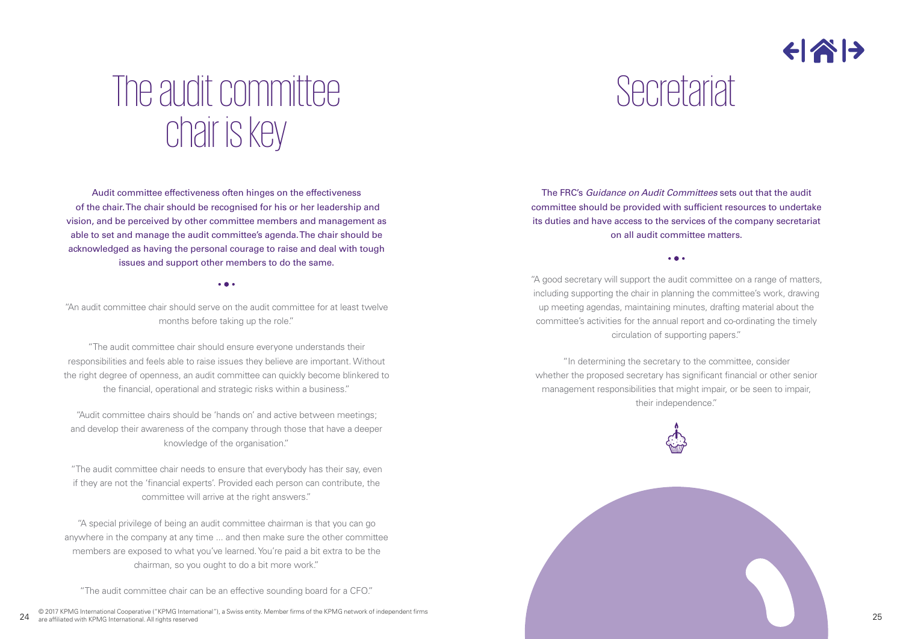# The audit committee chair is key

Audit committee effectiveness often hinges on the effectiveness of the chair. The chair should be recognised for his or her leadership and vision, and be perceived by other committee members and management as able to set and manage the audit committee's agenda. The chair should be acknowledged as having the personal courage to raise and deal with tough issues and support other members to do the same.

"An audit committee chair should serve on the audit committee for at least twelve months before taking up the role."

"The audit committee chair should ensure everyone understands their responsibilities and feels able to raise issues they believe are important. Without the right degree of openness, an audit committee can quickly become blinkered to the financial, operational and strategic risks within a business."

"Audit committee chairs should be 'hands on' and active between meetings; and develop their awareness of the company through those that have a deeper knowledge of the organisation."

"The audit committee chair needs to ensure that everybody has their say, even if they are not the 'financial experts'. Provided each person can contribute, the committee will arrive at the right answers."

"A special privilege of being an audit committee chairman is that you can go anywhere in the company at any time ... and then make sure the other committee members are exposed to what you've learned. You're paid a bit extra to be the chairman, so you ought to do a bit more work."

"The audit committee chair can be an effective sounding board for a CFO."

# Secretariat

The FRC's *Guidance on Audit Committees* sets out that the audit committee should be provided with sufficient resources to undertake its duties and have access to the services of the company secretariat on all audit committee matters.

"A good secretary will support the audit committee on a range of matters, including supporting the chair in planning the committee's work, drawing up meeting agendas, maintaining minutes, drafting material about the committee's activities for the annual report and co-ordinating the timely circulation of supporting papers."

"In determining the secretary to the committee, consider whether the proposed secretary has significant financial or other senior management responsibilities that might impair, or be seen to impair, their independence."

© 2017 KPMG International Cooperative ("KPMG International"), a Swiss entity. Member firms of the KPMG network of independent firms are affiliated with KPMG International. All rights reserved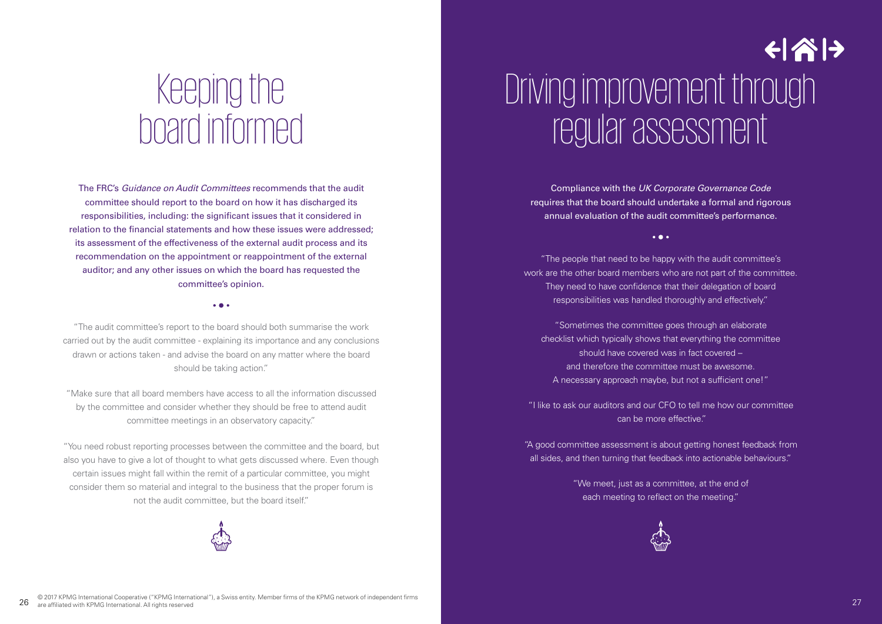# Keeping the board informed

The FRC's *Guidance on Audit Committees* recommends that the audit committee should report to the board on how it has discharged its responsibilities, including: the significant issues that it considered in relation to the financial statements and how these issues were addressed; its assessment of the effectiveness of the external audit process and its recommendation on the appointment or reappointment of the external auditor; and any other issues on which the board has requested the committee's opinion.

"The audit committee's report to the board should both summarise the work carried out by the audit committee - explaining its importance and any conclusions drawn or actions taken - and advise the board on any matter where the board should be taking action."

"Make sure that all board members have access to all the information discussed by the committee and consider whether they should be free to attend audit committee meetings in an observatory capacity."

"You need robust reporting processes between the committee and the board, but also you have to give a lot of thought to what gets discussed where. Even though certain issues might fall within the remit of a particular committee, you might consider them so material and integral to the business that the proper forum is not the audit committee, but the board itself."

© 2017 KPMG International Cooperative ("KPMG International"), a Swiss entity. Member firms of the KPMG network of independent firms are affiliated with KPMG International. All rights reserved

# Driving improvement through regular assessment

Compliance with the *UK Corporate Governance Code* requires that the board should undertake a formal and rigorous annual evaluation of the audit committee's performance.

"The people that need to be happy with the audit committee's work are the other board members who are not part of the committee. They need to have confidence that their delegation of board responsibilities was handled thoroughly and effectively."

"Sometimes the committee goes through an elaborate checklist which typically shows that everything the committee should have covered was in fact covered – and therefore the committee must be awesome. A necessary approach maybe, but not a sufficient one!"

"I like to ask our auditors and our CFO to tell me how our committee can be more effective."

"A good committee assessment is about getting honest feedback from all sides, and then turning that feedback into actionable behaviours."

"We meet, just as a committee, at the end of each meeting to reflect on the meeting."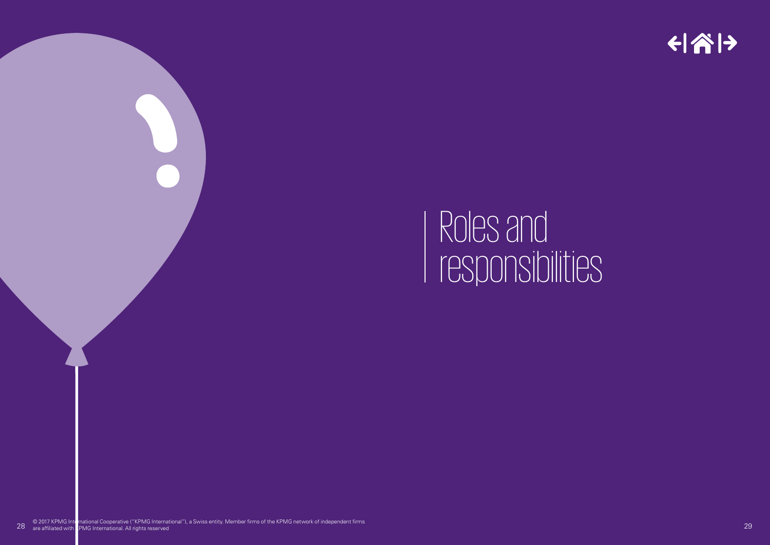# Roles and responsibilities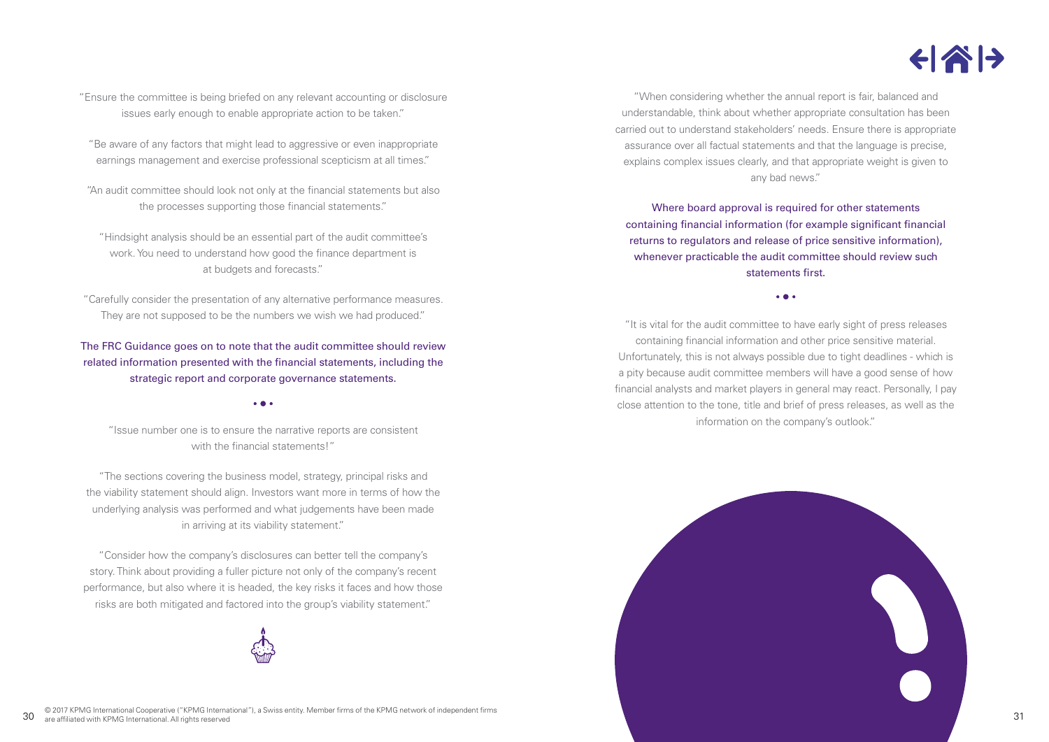"Ensure the committee is being briefed on any relevant accounting or disclosure issues early enough to enable appropriate action to be taken."

"Be aware of any factors that might lead to aggressive or even inappropriate earnings management and exercise professional scepticism at all times."

"An audit committee should look not only at the financial statements but also the processes supporting those financial statements."

"Hindsight analysis should be an essential part of the audit committee's work. You need to understand how good the finance department is at budgets and forecasts."

"Carefully consider the presentation of any alternative performance measures. They are not supposed to be the numbers we wish we had produced."

The FRC Guidance goes on to note that the audit committee should review related information presented with the financial statements, including the strategic report and corporate governance statements.

"Issue number one is to ensure the narrative reports are consistent with the financial statements!"

"The sections covering the business model, strategy, principal risks and the viability statement should align. Investors want more in terms of how the underlying analysis was performed and what judgements have been made in arriving at its viability statement."

"Consider how the company's disclosures can better tell the company's story. Think about providing a fuller picture not only of the company's recent performance, but also where it is headed, the key risks it faces and how those risks are both mitigated and factored into the group's viability statement."

"When considering whether the annual report is fair, balanced and understandable, think about whether appropriate consultation has been carried out to understand stakeholders' needs. Ensure there is appropriate assurance over all factual statements and that the language is precise, explains complex issues clearly, and that appropriate weight is given to any bad news."

Where board approval is required for other statements containing financial information (for example significant financial returns to regulators and release of price sensitive information), whenever practicable the audit committee should review such statements first.

"It is vital for the audit committee to have early sight of press releases containing financial information and other price sensitive material. Unfortunately, this is not always possible due to tight deadlines - which is a pity because audit committee members will have a good sense of how financial analysts and market players in general may react. Personally, I pay close attention to the tone, title and brief of press releases, as well as the information on the company's outlook."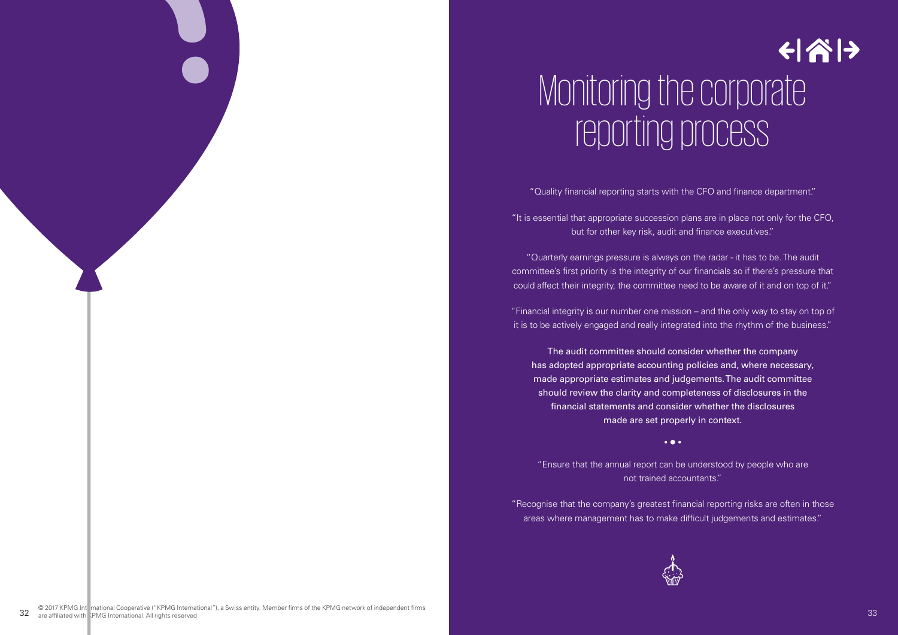# Monitoring the corporate reporting process

"Quality financial reporting starts with the CFO and finance department."

"It is essential that appropriate succession plans are in place not only for the CFO, but for other key risk, audit and finance executives."

"Quarterly earnings pressure is always on the radar - it has to be. The audit committee's first priority is the integrity of our financials so if there's pressure that could affect their integrity, the committee need to be aware of it and on top of it."

"Financial integrity is our number one mission – and the only way to stay on top of it is to be actively engaged and really integrated into the rhythm of the business."

The audit committee should consider whether the company has adopted appropriate accounting policies and, where necessary, made appropriate estimates and judgements. The audit committee should review the clarity and completeness of disclosures in the financial statements and consider whether the disclosures made are set properly in context.

"Ensure that the annual report can be understood by people who are not trained accountants."

"Recognise that the company's greatest financial reporting risks are often in those areas where management has to make difficult judgements and estimates."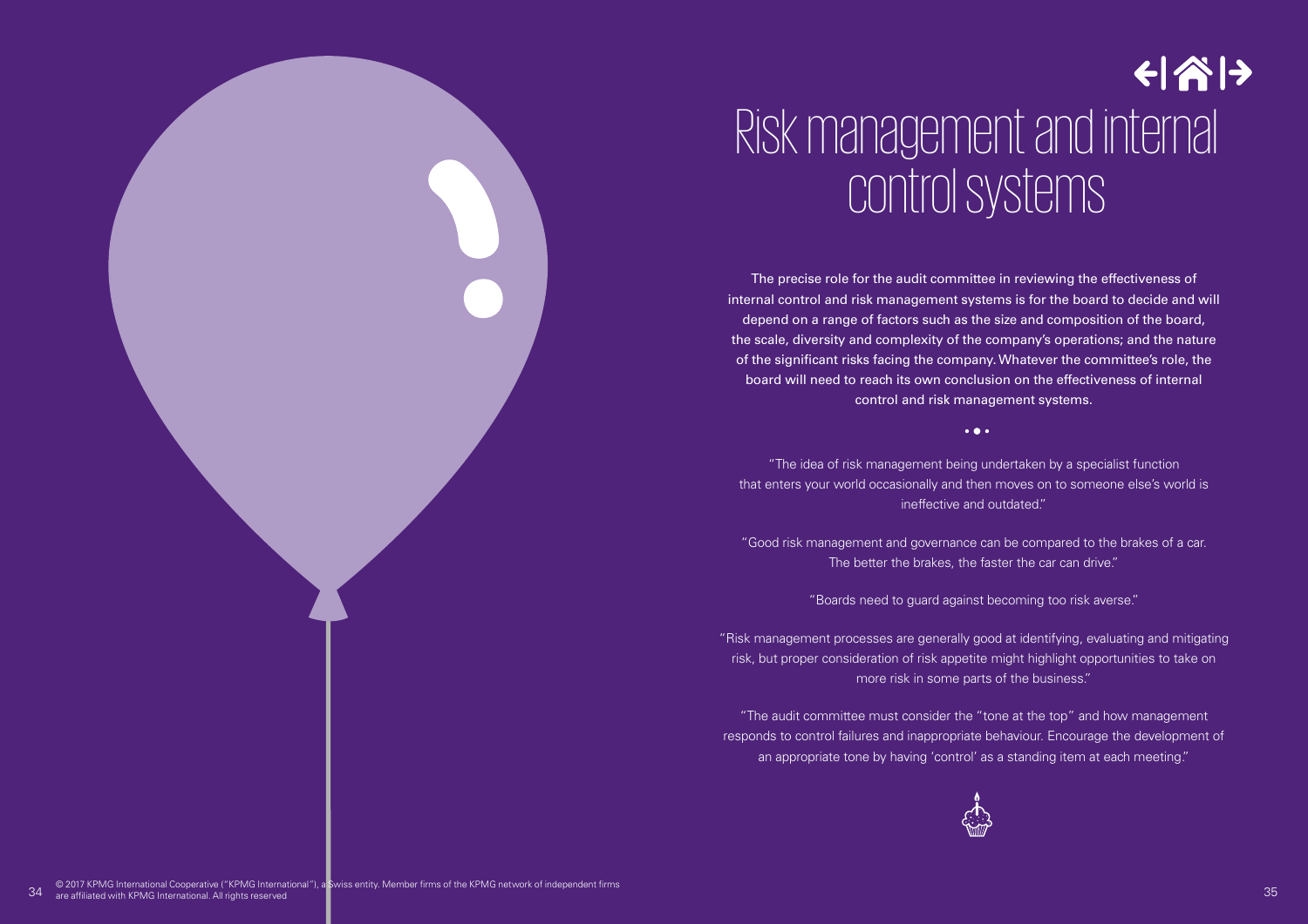# Risk management and internal control systems

The precise role for the audit committee in reviewing the effectiveness of internal control and risk management systems is for the board to decide and will depend on a range of factors such as the size and composition of the board, the scale, diversity and complexity of the company's operations; and the nature of the significant risks facing the company. Whatever the committee's role, the board will need to reach its own conclusion on the effectiveness of internal control and risk management systems.

"The idea of risk management being undertaken by a specialist function that enters your world occasionally and then moves on to someone else's world is ineffective and outdated."

"Good risk management and governance can be compared to the brakes of a car. The better the brakes, the faster the car can drive."

"Boards need to guard against becoming too risk averse."

"Risk management processes are generally good at identifying, evaluating and mitigating risk, but proper consideration of risk appetite might highlight opportunities to take on more risk in some parts of the business."

"The audit committee must consider the "tone at the top" and how management responds to control failures and inappropriate behaviour. Encourage the development of an appropriate tone by having 'control' as a standing item at each meeting."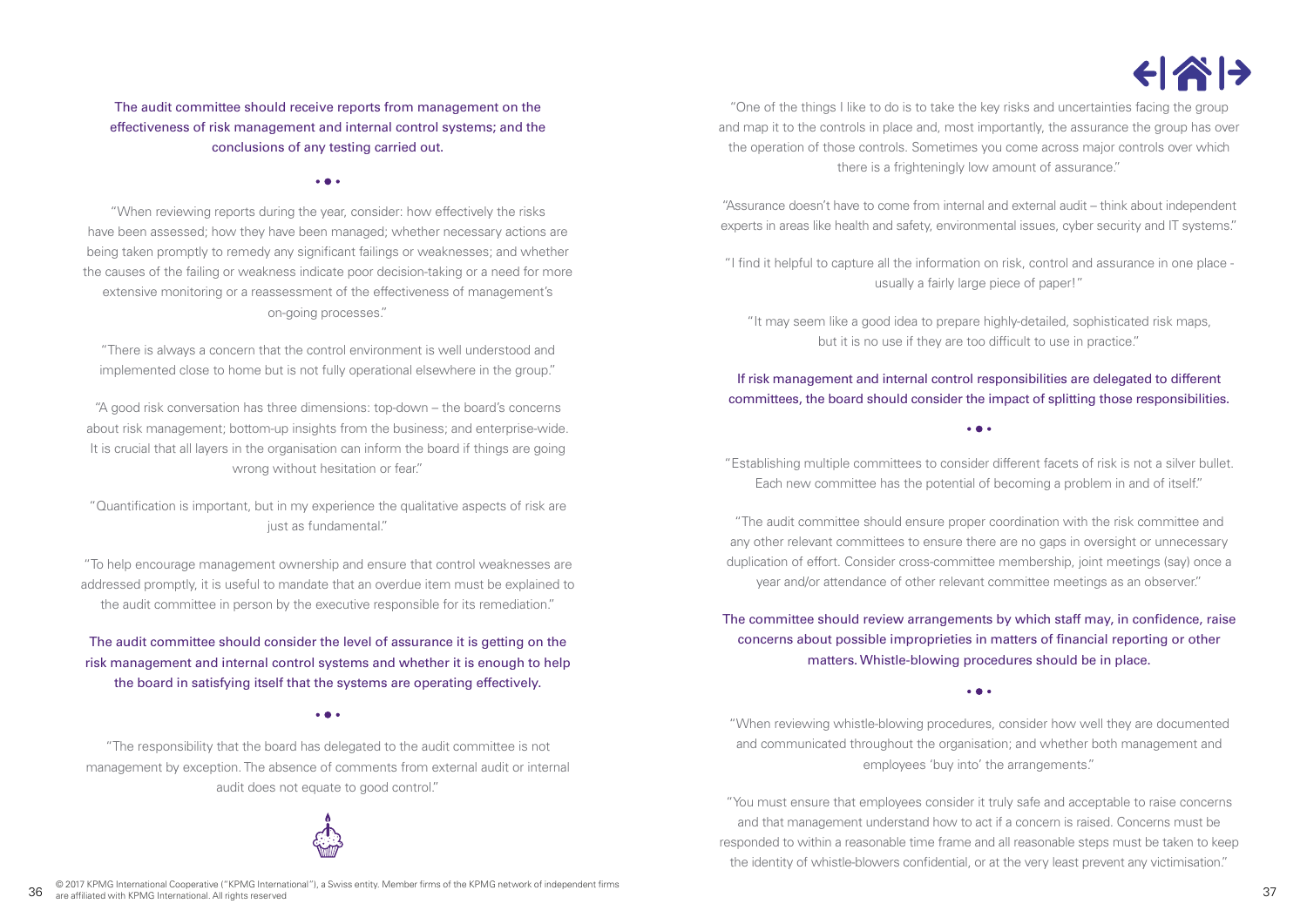The audit committee should receive reports from management on the effectiveness of risk management and internal control systems; and the conclusions of any testing carried out.

"When reviewing reports during the year, consider: how effectively the risks have been assessed; how they have been managed; whether necessary actions are being taken promptly to remedy any significant failings or weaknesses; and whether the causes of the failing or weakness indicate poor decision-taking or a need for more extensive monitoring or a reassessment of the effectiveness of management's on-going processes."

"There is always a concern that the control environment is well understood and implemented close to home but is not fully operational elsewhere in the group."

"A good risk conversation has three dimensions: top-down – the board's concerns about risk management; bottom-up insights from the business; and enterprise-wide. It is crucial that all layers in the organisation can inform the board if things are going wrong without hesitation or fear."

"Quantification is important, but in my experience the qualitative aspects of risk are just as fundamental."

"To help encourage management ownership and ensure that control weaknesses are addressed promptly, it is useful to mandate that an overdue item must be explained to the audit committee in person by the executive responsible for its remediation."

The audit committee should consider the level of assurance it is getting on the risk management and internal control systems and whether it is enough to help the board in satisfying itself that the systems are operating effectively.

"The responsibility that the board has delegated to the audit committee is not management by exception. The absence of comments from external audit or internal audit does not equate to good control."

"One of the things I like to do is to take the key risks and uncertainties facing the group and map it to the controls in place and, most importantly, the assurance the group has over the operation of those controls. Sometimes you come across major controls over which there is a frighteningly low amount of assurance."

"Assurance doesn't have to come from internal and external audit – think about independent experts in areas like health and safety, environmental issues, cyber security and IT systems."

"I find it helpful to capture all the information on risk, control and assurance in one place - usually a fairly large piece of paper!"

"It may seem like a good idea to prepare highly-detailed, sophisticated risk maps, but it is no use if they are too difficult to use in practice."

If risk management and internal control responsibilities are delegated to different committees, the board should consider the impact of splitting those responsibilities.

"Establishing multiple committees to consider different facets of risk is not a silver bullet. Each new committee has the potential of becoming a problem in and of itself."

"The audit committee should ensure proper coordination with the risk committee and any other relevant committees to ensure there are no gaps in oversight or unnecessary duplication of effort. Consider cross-committee membership, joint meetings (say) once a year and/or attendance of other relevant committee meetings as an observer."

The committee should review arrangements by which staff may, in confidence, raise concerns about possible improprieties in matters of financial reporting or other matters. Whistle-blowing procedures should be in place.

"When reviewing whistle-blowing procedures, consider how well they are documented and communicated throughout the organisation; and whether both management and employees 'buy into' the arrangements."

"You must ensure that employees consider it truly safe and acceptable to raise concerns and that management understand how to act if a concern is raised. Concerns must be responded to within a reasonable time frame and all reasonable steps must be taken to keep the identity of whistle-blowers confidential, or at the very least prevent any victimisation."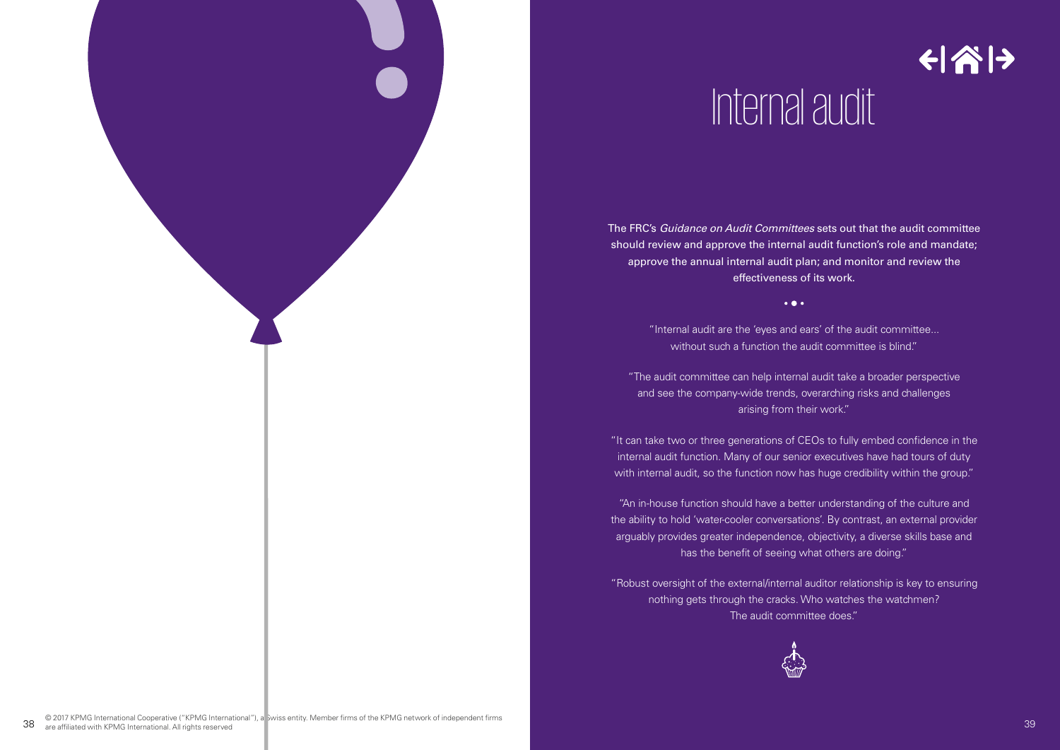# Internal audit

The FRC's *Guidance on Audit Committees* sets out that the audit committee should review and approve the internal audit function's role and mandate; approve the annual internal audit plan; and monitor and review the effectiveness of its work.

"Internal audit are the 'eyes and ears' of the audit committee... without such a function the audit committee is blind."

"The audit committee can help internal audit take a broader perspective and see the company-wide trends, overarching risks and challenges arising from their work."

"It can take two or three generations of CEOs to fully embed confidence in the internal audit function. Many of our senior executives have had tours of duty with internal audit, so the function now has huge credibility within the group."

"An in-house function should have a better understanding of the culture and the ability to hold 'water-cooler conversations'. By contrast, an external provider arguably provides greater independence, objectivity, a diverse skills base and has the benefit of seeing what others are doing."

"Robust oversight of the external/internal auditor relationship is key to ensuring nothing gets through the cracks. Who watches the watchmen? The audit committee does."

© 2017 KPMG International Cooperative ("KPMG International"), a Swiss entity. Member firms of the KPMG network of independent firms are affiliated with KPMG International. All rights reserved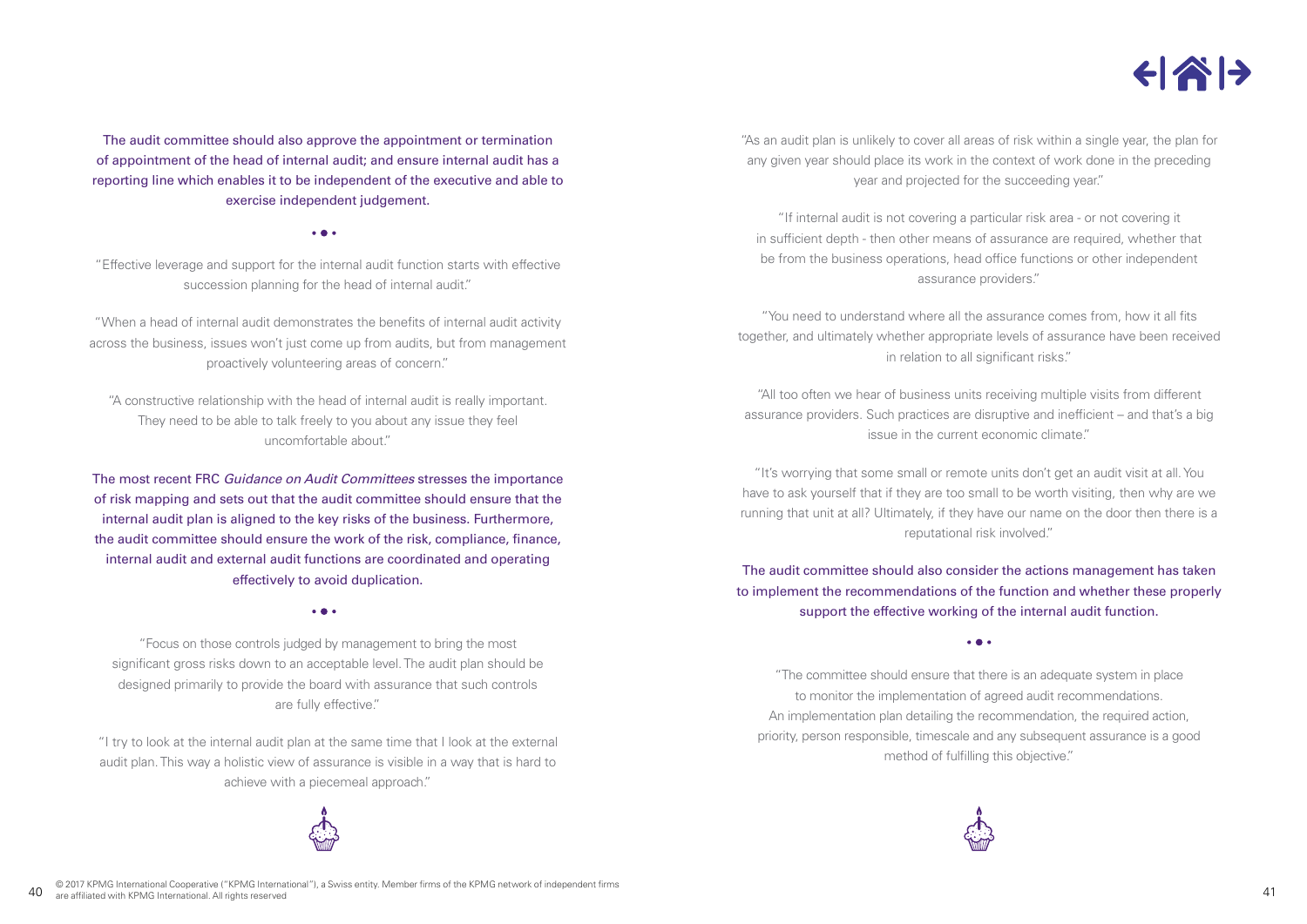The audit committee should also approve the appointment or termination of appointment of the head of internal audit; and ensure internal audit has a reporting line which enables it to be independent of the executive and able to exercise independent judgement.

• ● •

"Effective leverage and support for the internal audit function starts with effective succession planning for the head of internal audit."

"When a head of internal audit demonstrates the benefits of internal audit activity across the business, issues won't just come up from audits, but from management proactively volunteering areas of concern."

"A constructive relationship with the head of internal audit is really important. They need to be able to talk freely to you about any issue they feel uncomfortable about."

The most recent FRC *Guidance on Audit Committees* stresses the importance of risk mapping and sets out that the audit committee should ensure that the internal audit plan is aligned to the key risks of the business. Furthermore, the audit committee should ensure the work of the risk, compliance, finance, internal audit and external audit functions are coordinated and operating effectively to avoid duplication.

• ● •

"Focus on those controls judged by management to bring the most significant gross risks down to an acceptable level. The audit plan should be designed primarily to provide the board with assurance that such controls are fully effective."

"I try to look at the internal audit plan at the same time that I look at the external audit plan. This way a holistic view of assurance is visible in a way that is hard to achieve with a piecemeal approach."

"As an audit plan is unlikely to cover all areas of risk within a single year, the plan for any given year should place its work in the context of work done in the preceding year and projected for the succeeding year."

"If internal audit is not covering a particular risk area - or not covering it in sufficient depth - then other means of assurance are required, whether that be from the business operations, head office functions or other independent assurance providers."

"You need to understand where all the assurance comes from, how it all fits together, and ultimately whether appropriate levels of assurance have been received in relation to all significant risks."

"All too often we hear of business units receiving multiple visits from different assurance providers. Such practices are disruptive and inefficient – and that's a big issue in the current economic climate."

"It's worrying that some small or remote units don't get an audit visit at all. You have to ask yourself that if they are too small to be worth visiting, then why are we running that unit at all? Ultimately, if they have our name on the door then there is a reputational risk involved."

The audit committee should also consider the actions management has taken to implement the recommendations of the function and whether these properly support the effective working of the internal audit function.

• ● •

"The committee should ensure that there is an adequate system in place to monitor the implementation of agreed audit recommendations. An implementation plan detailing the recommendation, the required action, priority, person responsible, timescale and any subsequent assurance is a good method of fulfilling this objective."

© 2017 KPMG International Cooperative ("KPMG International"), a Swiss entity. Member firms of the KPMG network of independent firms are affiliated with KPMG International. All rights reserved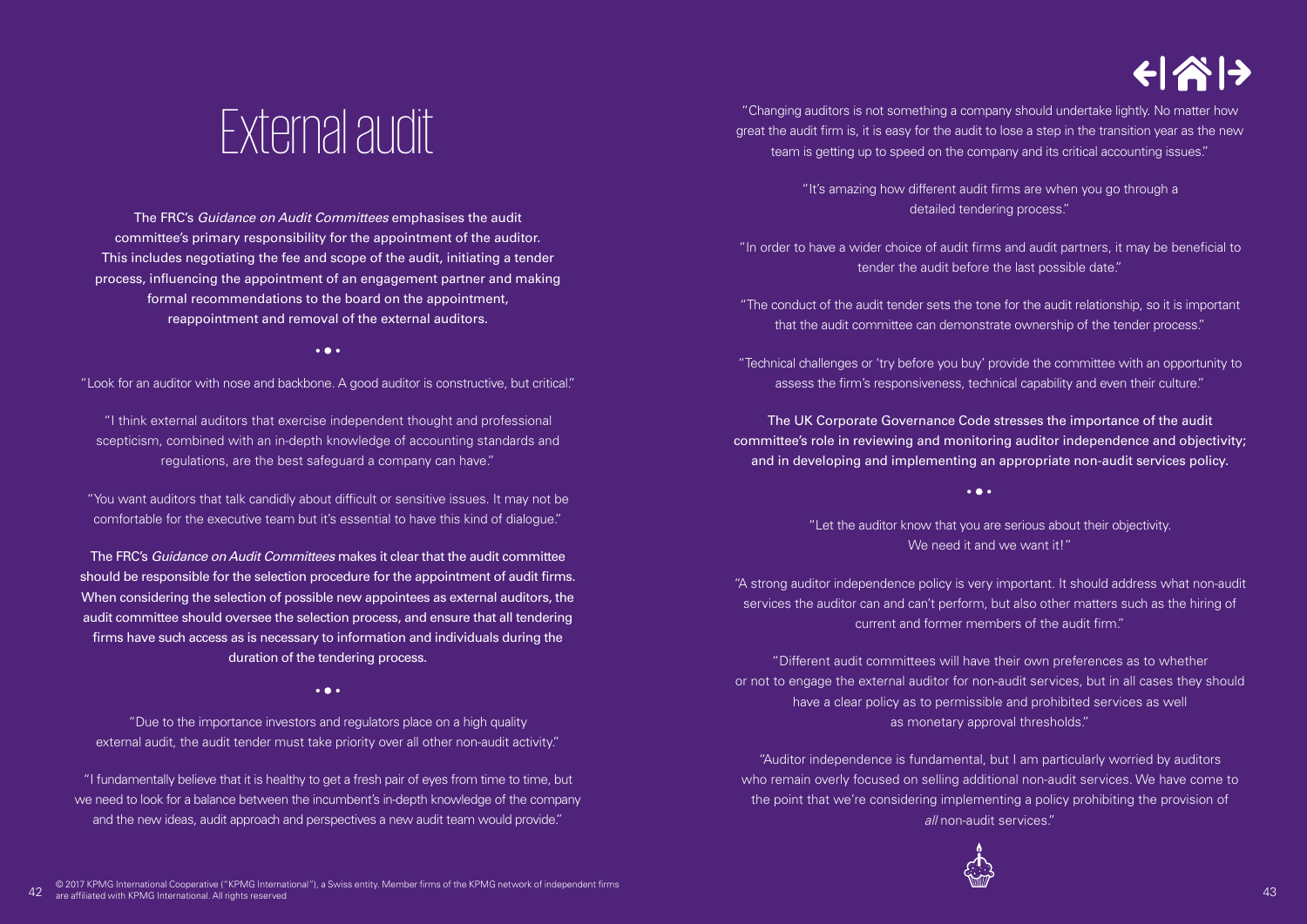# External audit

The FRC's *Guidance on Audit Committees* emphasises the audit committee's primary responsibility for the appointment of the auditor. This includes negotiating the fee and scope of the audit, initiating a tender process, influencing the appointment of an engagement partner and making formal recommendations to the board on the appointment, reappointment and removal of the external auditors.

"Look for an auditor with nose and backbone. A good auditor is constructive, but critical."

"I think external auditors that exercise independent thought and professional scepticism, combined with an in-depth knowledge of accounting standards and regulations, are the best safeguard a company can have."

"You want auditors that talk candidly about difficult or sensitive issues. It may not be comfortable for the executive team but it's essential to have this kind of dialogue."

The FRC's *Guidance on Audit Committees* makes it clear that the audit committee should be responsible for the selection procedure for the appointment of audit firms. When considering the selection of possible new appointees as external auditors, the audit committee should oversee the selection process, and ensure that all tendering firms have such access as is necessary to information and individuals during the duration of the tendering process.

"Due to the importance investors and regulators place on a high quality external audit, the audit tender must take priority over all other non-audit activity."

"I fundamentally believe that it is healthy to get a fresh pair of eyes from time to time, but we need to look for a balance between the incumbent's in-depth knowledge of the company and the new ideas, audit approach and perspectives a new audit team would provide."

"Changing auditors is not something a company should undertake lightly. No matter how great the audit firm is, it is easy for the audit to lose a step in the transition year as the new team is getting up to speed on the company and its critical accounting issues."

"It's amazing how different audit firms are when you go through a detailed tendering process."

"In order to have a wider choice of audit firms and audit partners, it may be beneficial to tender the audit before the last possible date."

"The conduct of the audit tender sets the tone for the audit relationship, so it is important that the audit committee can demonstrate ownership of the tender process."

"Technical challenges or 'try before you buy' provide the committee with an opportunity to assess the firm's responsiveness, technical capability and even their culture."

The UK Corporate Governance Code stresses the importance of the audit committee's role in reviewing and monitoring auditor independence and objectivity; and in developing and implementing an appropriate non-audit services policy.

"Let the auditor know that you are serious about their objectivity. We need it and we want it!"

"A strong auditor independence policy is very important. It should address what non-audit services the auditor can and can't perform, but also other matters such as the hiring of current and former members of the audit firm."

"Different audit committees will have their own preferences as to whether or not to engage the external auditor for non-audit services, but in all cases they should have a clear policy as to permissible and prohibited services as well as monetary approval thresholds."

"Auditor independence is fundamental, but I am particularly worried by auditors who remain overly focused on selling additional non-audit services. We have come to the point that we're considering implementing a policy prohibiting the provision of *all* non-audit services."

© 2017 KPMG International Cooperative ("KPMG International"), a Swiss entity. Member firms of the KPMG network of independent firms are affiliated with KPMG International. All rights reserved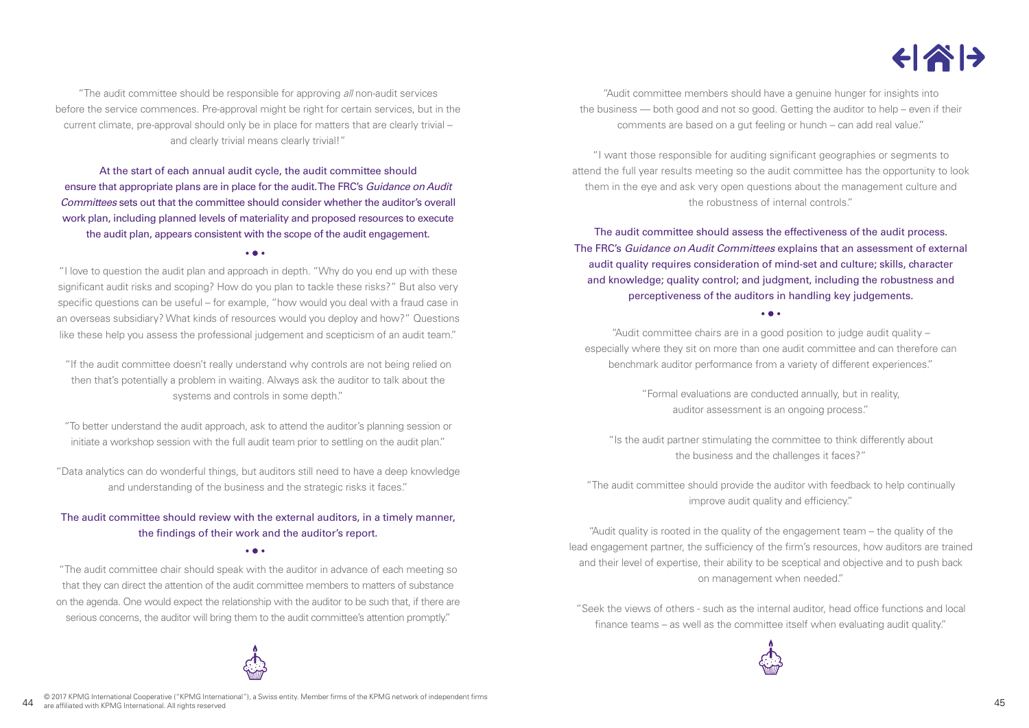"The audit committee should be responsible for approving *all* non-audit services before the service commences. Pre-approval might be right for certain services, but in the current climate, pre-approval should only be in place for matters that are clearly trivial – and clearly trivial means clearly trivial!"

**At the start of each annual audit cycle, the audit committee should ensure that appropriate plans are in place for the audit. The FRC's *Guidance on Audit Committees* sets out that the committee should consider whether the auditor's overall work plan, including planned levels of materiality and proposed resources to execute the audit plan, appears consistent with the scope of the audit engagement.**

"I love to question the audit plan and approach in depth. "Why do you end up with these significant audit risks and scoping? How do you plan to tackle these risks?" But also very specific questions can be useful – for example, "how would you deal with a fraud case in an overseas subsidiary? What kinds of resources would you deploy and how?" Questions like these help you assess the professional judgement and scepticism of an audit team."

"If the audit committee doesn't really understand why controls are not being relied on then that's potentially a problem in waiting. Always ask the auditor to talk about the systems and controls in some depth."

"To better understand the audit approach, ask to attend the auditor's planning session or initiate a workshop session with the full audit team prior to settling on the audit plan."

"Data analytics can do wonderful things, but auditors still need to have a deep knowledge and understanding of the business and the strategic risks it faces."

**The audit committee should review with the external auditors, in a timely manner, the findings of their work and the auditor's report.**

"The audit committee chair should speak with the auditor in advance of each meeting so that they can direct the attention of the audit committee members to matters of substance on the agenda. One would expect the relationship with the auditor to be such that, if there are serious concerns, the auditor will bring them to the audit committee's attention promptly."

"Audit committee members should have a genuine hunger for insights into the business — both good and not so good. Getting the auditor to help – even if their comments are based on a gut feeling or hunch – can add real value."

"I want those responsible for auditing significant geographies or segments to attend the full year results meeting so the audit committee has the opportunity to look them in the eye and ask very open questions about the management culture and the robustness of internal controls."

**The audit committee should assess the effectiveness of the audit process. The FRC's *Guidance on Audit Committees* explains that an assessment of external audit quality requires consideration of mind-set and culture; skills, character and knowledge; quality control; and judgment, including the robustness and perceptiveness of the auditors in handling key judgements.**

"Audit committee chairs are in a good position to judge audit quality – especially where they sit on more than one audit committee and can therefore can benchmark auditor performance from a variety of different experiences."

"Formal evaluations are conducted annually, but in reality, auditor assessment is an ongoing process."

"Is the audit partner stimulating the committee to think differently about the business and the challenges it faces?"

"The audit committee should provide the auditor with feedback to help continually improve audit quality and efficiency."

"Audit quality is rooted in the quality of the engagement team – the quality of the lead engagement partner, the sufficiency of the firm's resources, how auditors are trained and their level of expertise, their ability to be sceptical and objective and to push back on management when needed."

"Seek the views of others - such as the internal auditor, head office functions and local finance teams – as well as the committee itself when evaluating audit quality."

© 2017 KPMG International Cooperative ("KPMG International"), a Swiss entity. Member firms of the KPMG network of independent firms are affiliated with KPMG International. All rights reserved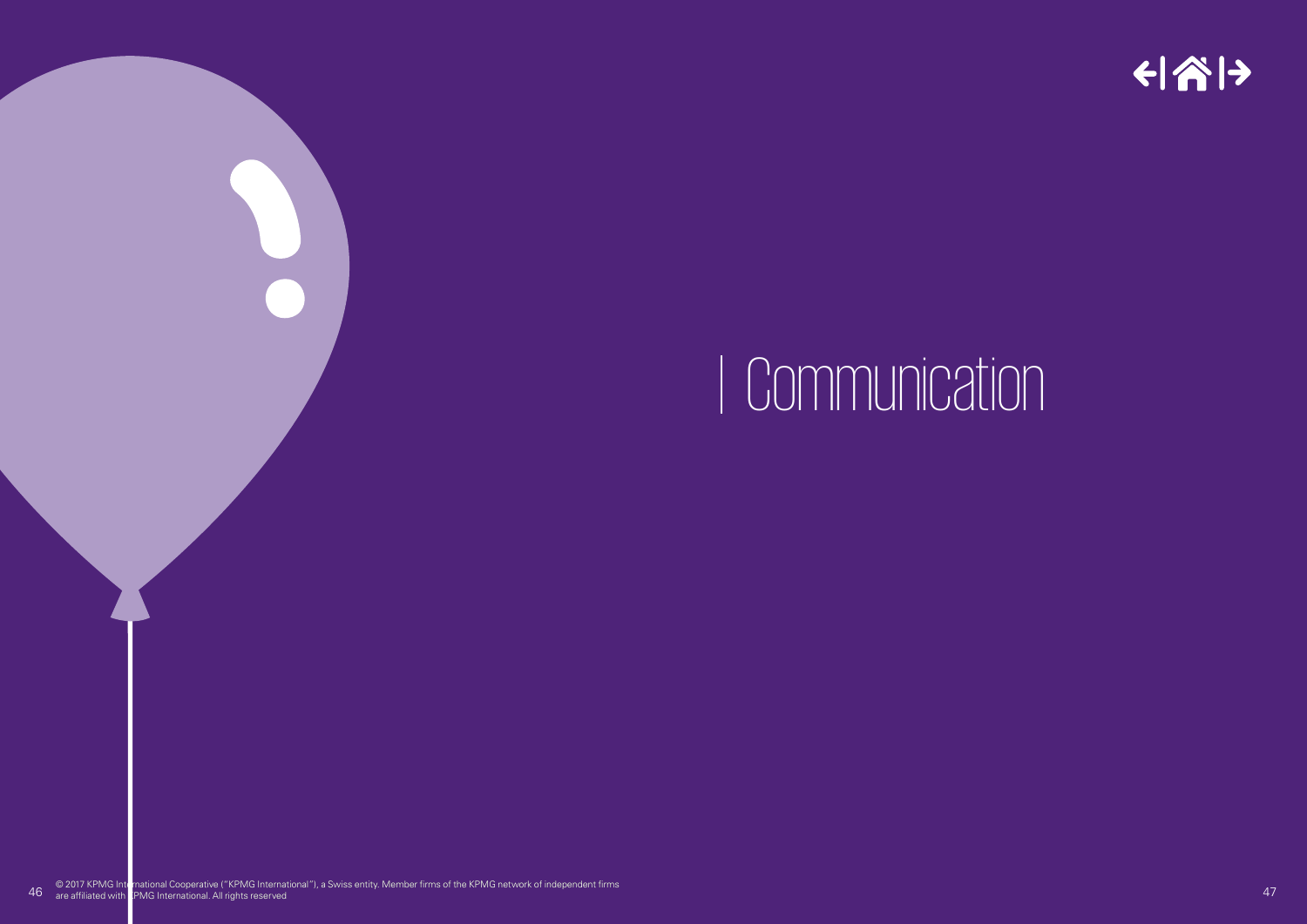# Communication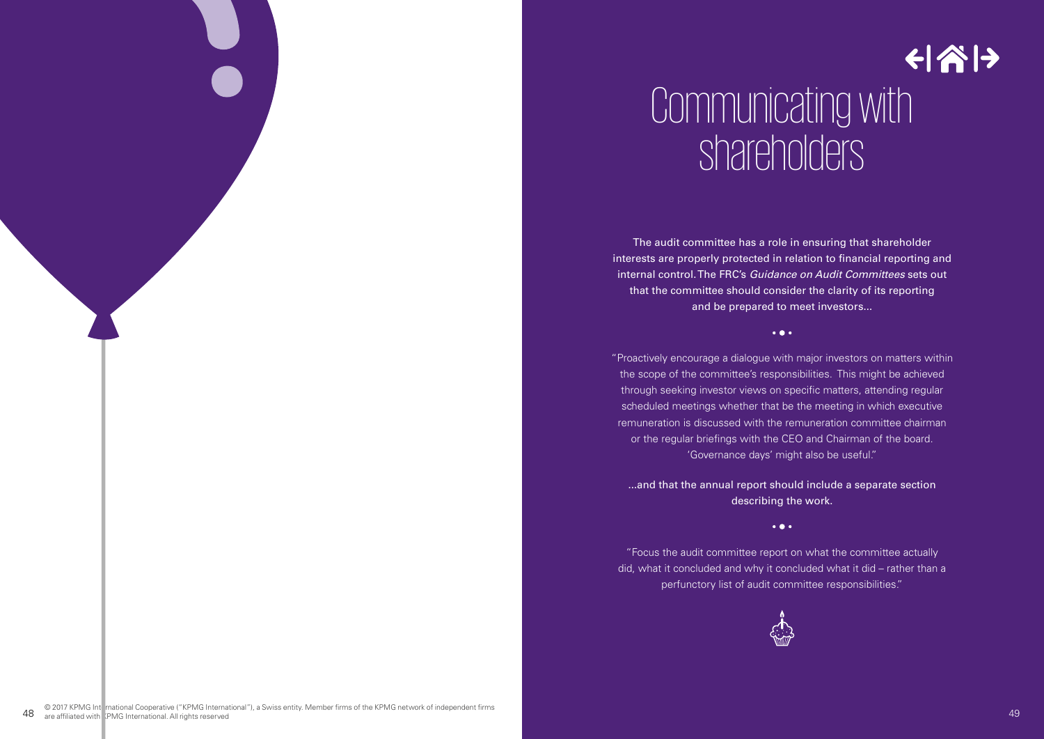# Communicating with shareholders

The audit committee has a role in ensuring that shareholder interests are properly protected in relation to financial reporting and internal control. The FRC's *Guidance on Audit Committees* sets out that the committee should consider the clarity of its reporting and be prepared to meet investors...

"Proactively encourage a dialogue with major investors on matters within the scope of the committee's responsibilities. This might be achieved through seeking investor views on specific matters, attending regular scheduled meetings whether that be the meeting in which executive remuneration is discussed with the remuneration committee chairman or the regular briefings with the CEO and Chairman of the board. 'Governance days' might also be useful."

...and that the annual report should include a separate section describing the work.

"Focus the audit committee report on what the committee actually did, what it concluded and why it concluded what it did – rather than a perfunctory list of audit committee responsibilities."

© 2017 KPMG International Cooperative ("KPMG International"), a Swiss entity. Member firms of the KPMG network of independent firms are affiliated with KPMG International. All rights reserved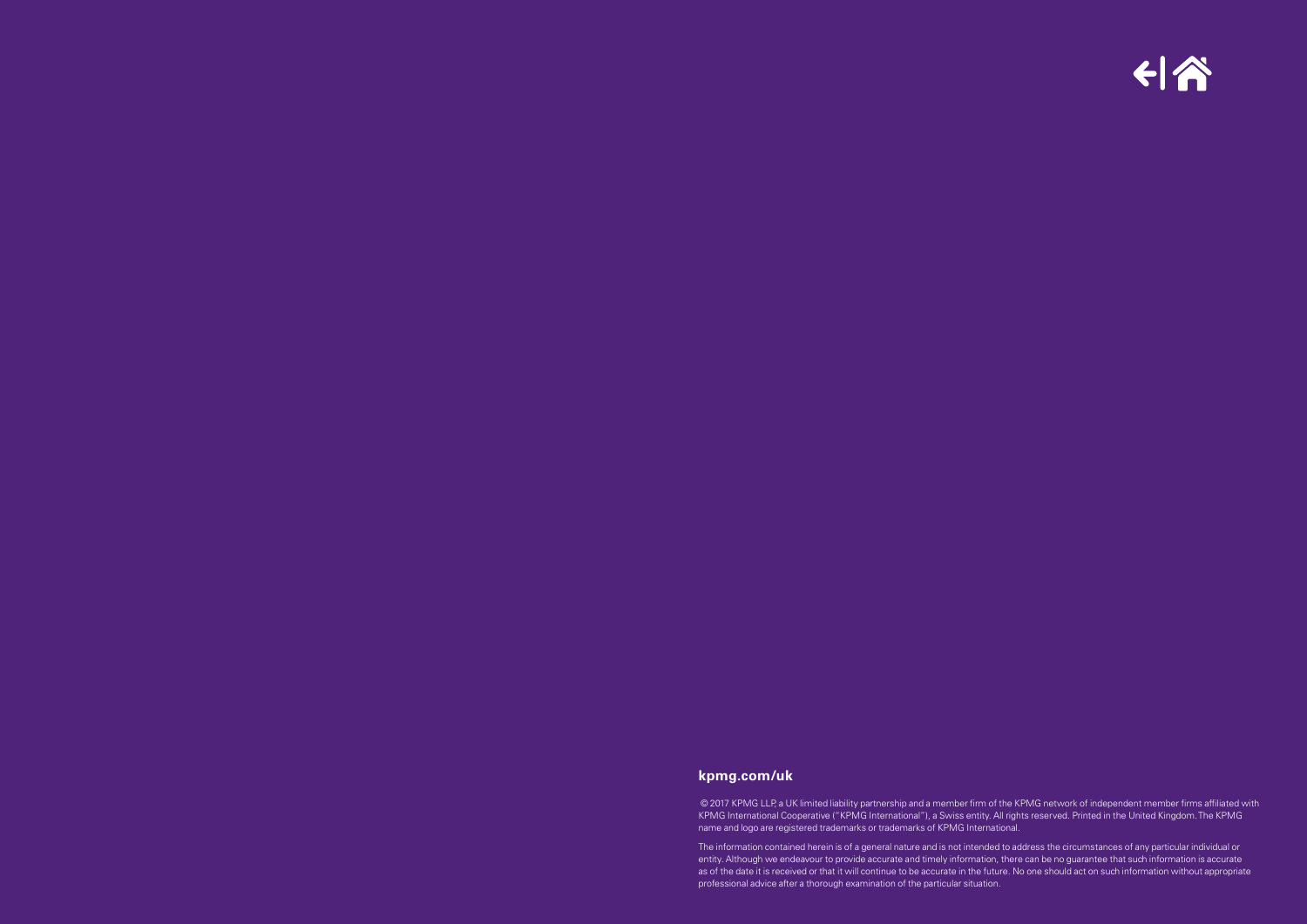**kpmg.com/uk**

© 2017 KPMG LLP, a UK limited liability partnership and a member firm of the KPMG network of independent member firms affiliated with KPMG International Cooperative ("KPMG International"), a Swiss entity. All rights reserved. Printed in the United Kingdom. The KPMG name and logo are registered trademarks or trademarks of KPMG International.

The information contained herein is of a general nature and is not intended to address the circumstances of any particular individual or entity. Although we endeavour to provide accurate and timely information, there can be no guarantee that such information is accurate as of the date it is received or that it will continue to be accurate in the future. No one should act on such information without appropriate professional advice after a thorough examination of the particular situation.